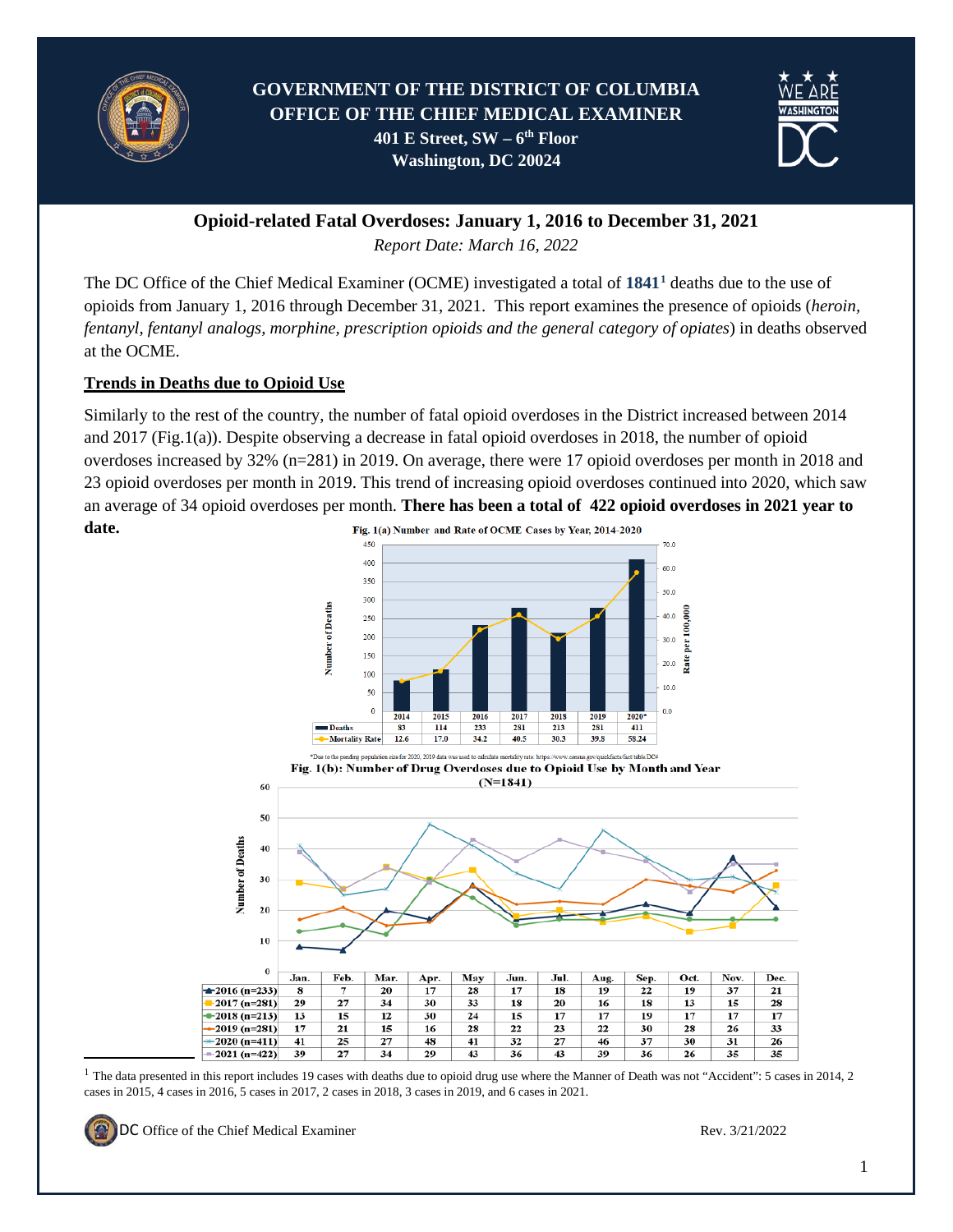# GOVERNMENT OF THE DISTRICT OF COLUMBIA
## OFFICE OF THE CHIEF MEDICAL EXAMINER
**401 E Street, SW – 6th Floor**
**Washington, DC 20024**

## Opioid-related Fatal Overdoses: January 1, 2016 to December 31, 2021

*Report Date: March 16, 2022*

The DC Office of the Chief Medical Examiner (OCME) investigated a total of **1841**[1] deaths due to the use of opioids from January 1, 2016 through December 31, 2021. This report examines the presence of opioids (*heroin, fentanyl, fentanyl analogs, morphine, prescription opioids and the general category of opiates*) in deaths observed at the OCME.

### Trends in Deaths due to Opioid Use

Similarly to the rest of the country, the number of fatal opioid overdoses in the District increased between 2014 and 2017 (Fig.1(a)). Despite observing a decrease in fatal opioid overdoses in 2018, the number of opioid overdoses increased by 32% (n=281) in 2019. On average, there were 17 opioid overdoses per month in 2018 and 23 opioid overdoses per month in 2019. This trend of increasing opioid overdoses continued into 2020, which saw an average of 34 opioid overdoses per month. **There has been a total of 422 opioid overdoses in 2021 year to date.**

**Fig. 1(a) Number and Rate of OCME Cases by Year, 2014-2020**

| | 2014 | 2015 | 2016 | 2017 | 2018 | 2019 | 2020* |
|---|---|---|---|---|---|---|---|
| Deaths | 83 | 114 | 233 | 281 | 213 | 281 | 411 |
| Mortality Rate | 12.6 | 17.0 | 34.2 | 40.5 | 30.3 | 39.8 | 58.24 |

*Due to the pending population size for 2020, 2019 data was used to calculate mortality rate: https://www.census.gov/quickfacts/fact/table/DC#

**Fig. 1(b): Number of Drug Overdoses due to Opioid Use by Month and Year (N=1841)**

| | Jan. | Feb. | Mar. | Apr. | May | Jun. | Jul. | Aug. | Sep. | Oct. | Nov. | Dec. |
|---|---|---|---|---|---|---|---|---|---|---|---|---|
| 2016 (n=233) | 8 | 7 | 20 | 17 | 28 | 17 | 18 | 19 | 22 | 19 | 37 | 21 |
| 2017 (n=281) | 29 | 27 | 34 | 30 | 33 | 18 | 20 | 16 | 18 | 13 | 15 | 28 |
| 2018 (n=213) | 13 | 15 | 12 | 30 | 24 | 15 | 17 | 17 | 19 | 17 | 17 | 17 |
| 2019 (n=281) | 17 | 21 | 15 | 16 | 28 | 22 | 23 | 22 | 30 | 28 | 26 | 33 |
| 2020 (n=411) | 41 | 25 | 27 | 48 | 41 | 32 | 27 | 46 | 37 | 30 | 31 | 26 |
| 2021 (n=422) | 39 | 27 | 34 | 29 | 43 | 36 | 43 | 39 | 36 | 26 | 35 | 35 |

[1] The data presented in this report includes 19 cases with deaths due to opioid drug use where the Manner of Death was not "Accident": 5 cases in 2014, 2 cases in 2015, 4 cases in 2016, 5 cases in 2017, 2 cases in 2018, 3 cases in 2019, and 6 cases in 2021.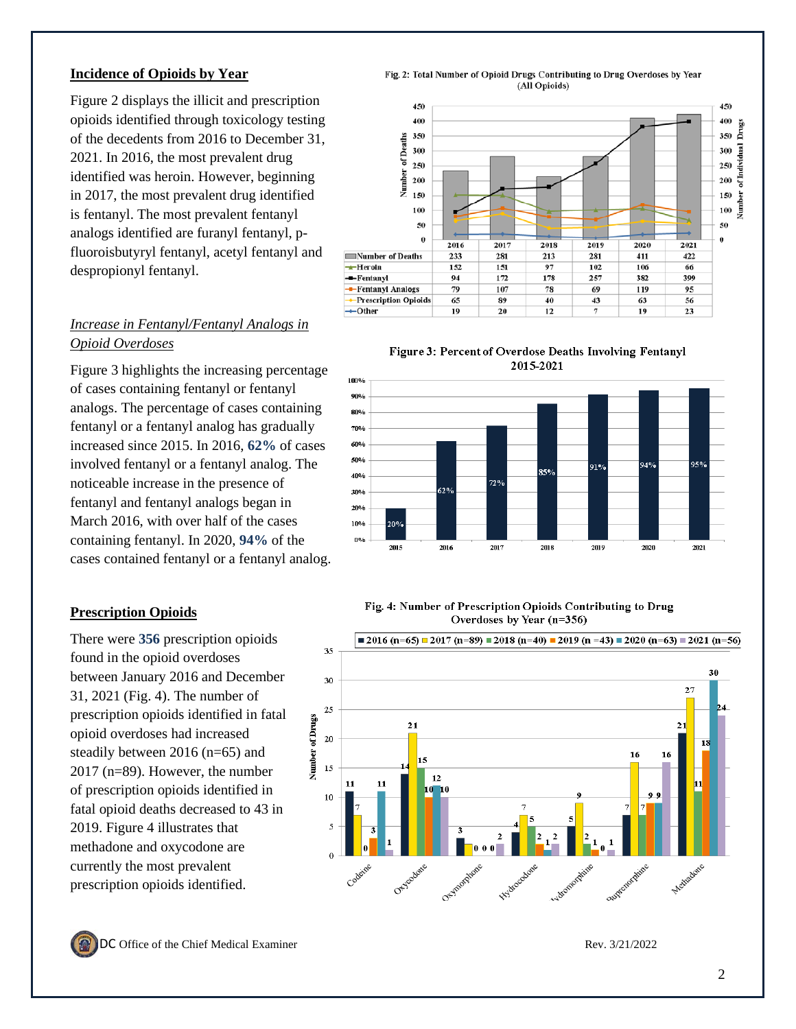## Incidence of Opioids by Year

Figure 2 displays the illicit and prescription opioids identified through toxicology testing of the decedents from 2016 to December 31, 2021. In 2016, the most prevalent drug identified was heroin. However, beginning in 2017, the most prevalent drug identified is fentanyl. The most prevalent fentanyl analogs identified are furanyl fentanyl, p-fluoroisbutyryl fentanyl, acetyl fentanyl and despropionyl fentanyl.

Fig. 2: Total Number of Opioid Drugs Contributing to Drug Overdoses by Year (All Opioids)

| | 2016 | 2017 | 2018 | 2019 | 2020 | 2021 |
|---|---|---|---|---|---|---|
| Number of Deaths | 233 | 281 | 213 | 281 | 411 | 422 |
| Heroin | 152 | 151 | 97 | 102 | 106 | 66 |
| Fentanyl | 94 | 172 | 178 | 257 | 382 | 399 |
| Fentanyl Analogs | 79 | 107 | 78 | 69 | 119 | 95 |
| Prescription Opioids | 65 | 89 | 40 | 43 | 63 | 56 |
| Other | 19 | 20 | 12 | 7 | 19 | 23 |

### *Increase in Fentanyl/Fentanyl Analogs in Opioid Overdoses*

Figure 3 highlights the increasing percentage of cases containing fentanyl or fentanyl analogs. The percentage of cases containing fentanyl or a fentanyl analog has gradually increased since 2015. In 2016, **62%** of cases involved fentanyl or a fentanyl analog. The noticeable increase in the presence of fentanyl and fentanyl analogs began in March 2016, with over half of the cases containing fentanyl. In 2020, **94%** of the cases contained fentanyl or a fentanyl analog.

Figure 3: Percent of Overdose Deaths Involving Fentanyl 2015-2021

| 2015 | 2016 | 2017 | 2018 | 2019 | 2020 | 2021 |
|---|---|---|---|---|---|---|
| 20% | 62% | 72% | 85% | 91% | 94% | 95% |

## Prescription Opioids

There were **356** prescription opioids found in the opioid overdoses between January 2016 and December 31, 2021 (Fig. 4). The number of prescription opioids identified in fatal opioid overdoses had increased steadily between 2016 (n=65) and 2017 (n=89). However, the number of prescription opioids identified in fatal opioid deaths decreased to 43 in 2019. Figure 4 illustrates that methadone and oxycodone are currently the most prevalent prescription opioids identified.

Fig. 4: Number of Prescription Opioids Contributing to Drug Overdoses by Year (n=356)

| | 2016 (n=65) | 2017 (n=89) | 2018 (n=40) | 2019 (n=43) | 2020 (n=63) | 2021 (n=56) |
|---|---|---|---|---|---|---|
| Codeine | 11 | 7 | 0 | 3 | 11 | 1 |
| Oxycodone | 14 | 21 | 15 | 10 | 12 | 10 |
| Oxymorphone | 3 | 2 | 0 | 0 | 0 | 2 |
| Hydrocodone | 4 | 7 | 5 | 2 | 1 | 2 |
| Hydromorphine | 5 | 9 | 2 | 1 | 0 | 1 |
| Buprenorphine | 7 | 16 | 7 | 9 | 9 | 16 |
| Methadone | 21 | 27 | 11 | 18 | 30 | 24 |

DC Office of the Chief Medical Examiner — Rev. 3/21/2022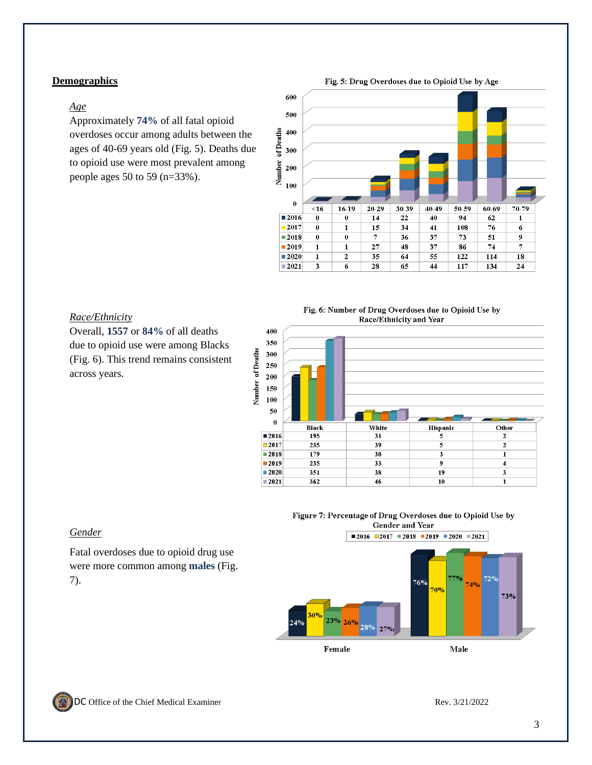## Demographics

*Age*

Approximately **74%** of all fatal opioid overdoses occur among adults between the ages of 40-69 years old (Fig. 5). Deaths due to opioid use were most prevalent among people ages 50 to 59 (n=33%).

**Fig. 5: Drug Overdoses due to Opioid Use by Age**

| | <16 | 16-19 | 20-29 | 30-39 | 40-49 | 50-59 | 60-69 | 70-79 |
|---|---|---|---|---|---|---|---|---|
| 2016 | 0 | 0 | 14 | 22 | 40 | 94 | 62 | 1 |
| 2017 | 0 | 1 | 15 | 34 | 41 | 108 | 76 | 6 |
| 2018 | 0 | 0 | 7 | 36 | 37 | 73 | 51 | 9 |
| 2019 | 1 | 1 | 27 | 48 | 37 | 86 | 74 | 7 |
| 2020 | 1 | 2 | 35 | 64 | 55 | 122 | 114 | 18 |
| 2021 | 3 | 6 | 28 | 65 | 44 | 117 | 134 | 24 |

*Race/Ethnicity*

Overall, **1557** or **84%** of all deaths due to opioid use were among Blacks (Fig. 6). This trend remains consistent across years.

**Fig. 6: Number of Drug Overdoses due to Opioid Use by Race/Ethnicity and Year**

| | Black | White | Hispanic | Other |
|---|---|---|---|---|
| 2016 | 195 | 31 | 5 | 2 |
| 2017 | 235 | 39 | 5 | 2 |
| 2018 | 179 | 30 | 3 | 1 |
| 2019 | 235 | 33 | 9 | 4 |
| 2020 | 351 | 38 | 19 | 3 |
| 2021 | 362 | 46 | 10 | 1 |

*Gender*

Fatal overdoses due to opioid drug use were more common among **males** (Fig. 7).

**Figure 7: Percentage of Drug Overdoses due to Opioid Use by Gender and Year**

| | 2016 | 2017 | 2018 | 2019 | 2020 | 2021 |
|---|---|---|---|---|---|---|
| Female | 24% | 30% | 23% | 26% | 28% | 27% |
| Male | 76% | 70% | 77% | 74% | 72% | 73% |

DC Office of the Chief Medical Examiner

Rev. 3/21/2022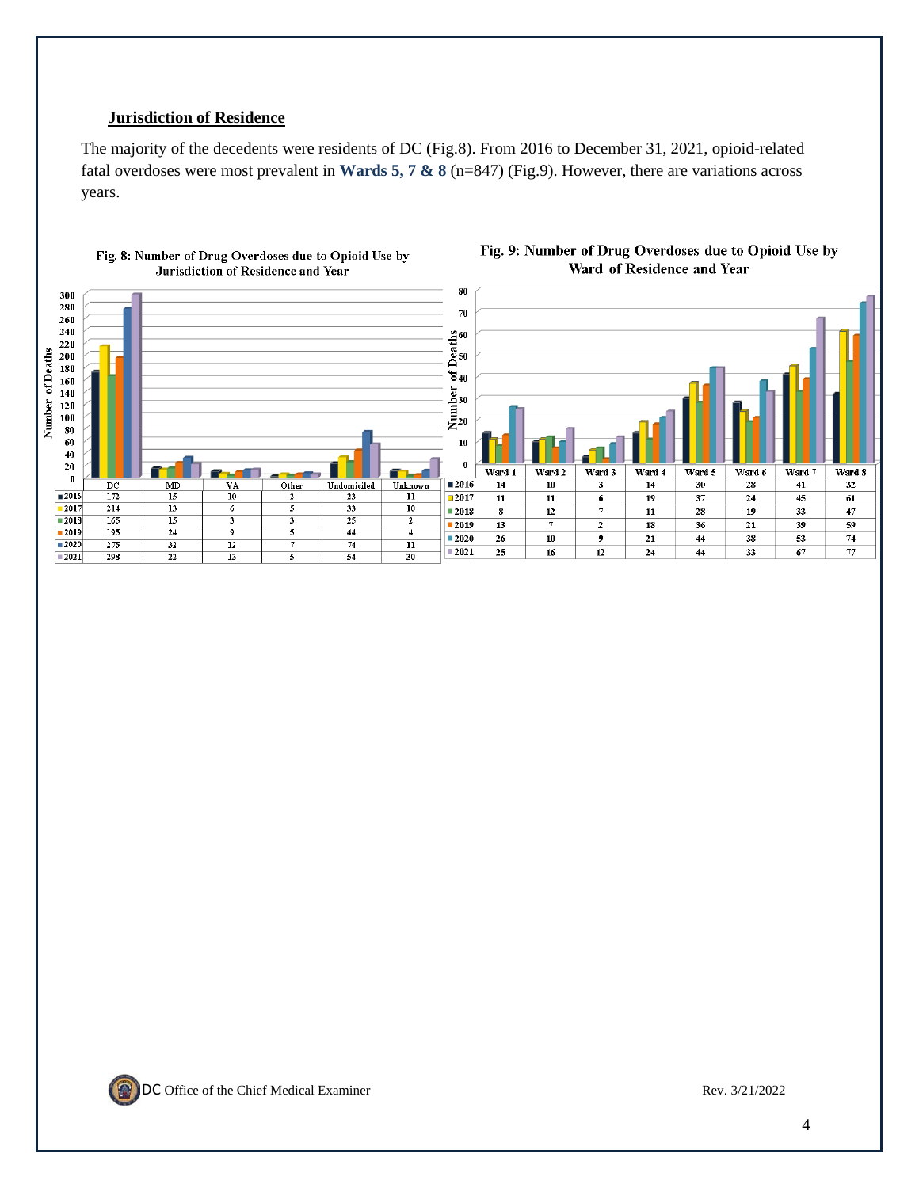## Jurisdiction of Residence

The majority of the decedents were residents of DC (Fig.8). From 2016 to December 31, 2021, opioid-related fatal overdoses were most prevalent in **Wards 5, 7 & 8** (n=847) (Fig.9). However, there are variations across years.

Fig. 8: Number of Drug Overdoses due to Opioid Use by Jurisdiction of Residence and Year

Number of Deaths

0
20
40
60
80
100
120
140
160
180
200
220
240
260
280
300

| | DC | MD | VA | Other | Undomiciled | Unknown |
|---|---|---|---|---|---|---|
| 2016 | 172 | 15 | 10 | 2 | 23 | 11 |
| 2017 | 214 | 13 | 6 | 5 | 33 | 10 |
| 2018 | 165 | 15 | 3 | 3 | 25 | 2 |
| 2019 | 195 | 24 | 9 | 5 | 44 | 4 |
| 2020 | 275 | 32 | 12 | 7 | 74 | 11 |
| 2021 | 298 | 22 | 13 | 5 | 54 | 30 |

Fig. 9: Number of Drug Overdoses due to Opioid Use by Ward of Residence and Year

Number of Deaths

0
10
20
30
40
50
60
70
80

| | Ward 1 | Ward 2 | Ward 3 | Ward 4 | Ward 5 | Ward 6 | Ward 7 | Ward 8 |
|---|---|---|---|---|---|---|---|---|
| 2016 | 14 | 10 | 3 | 14 | 30 | 28 | 41 | 32 |
| 2017 | 11 | 11 | 6 | 19 | 37 | 24 | 45 | 61 |
| 2018 | 8 | 12 | 7 | 11 | 28 | 19 | 33 | 47 |
| 2019 | 13 | 7 | 2 | 18 | 36 | 21 | 39 | 59 |
| 2020 | 26 | 10 | 9 | 21 | 44 | 38 | 53 | 74 |
| 2021 | 25 | 16 | 12 | 24 | 44 | 33 | 67 | 77 |